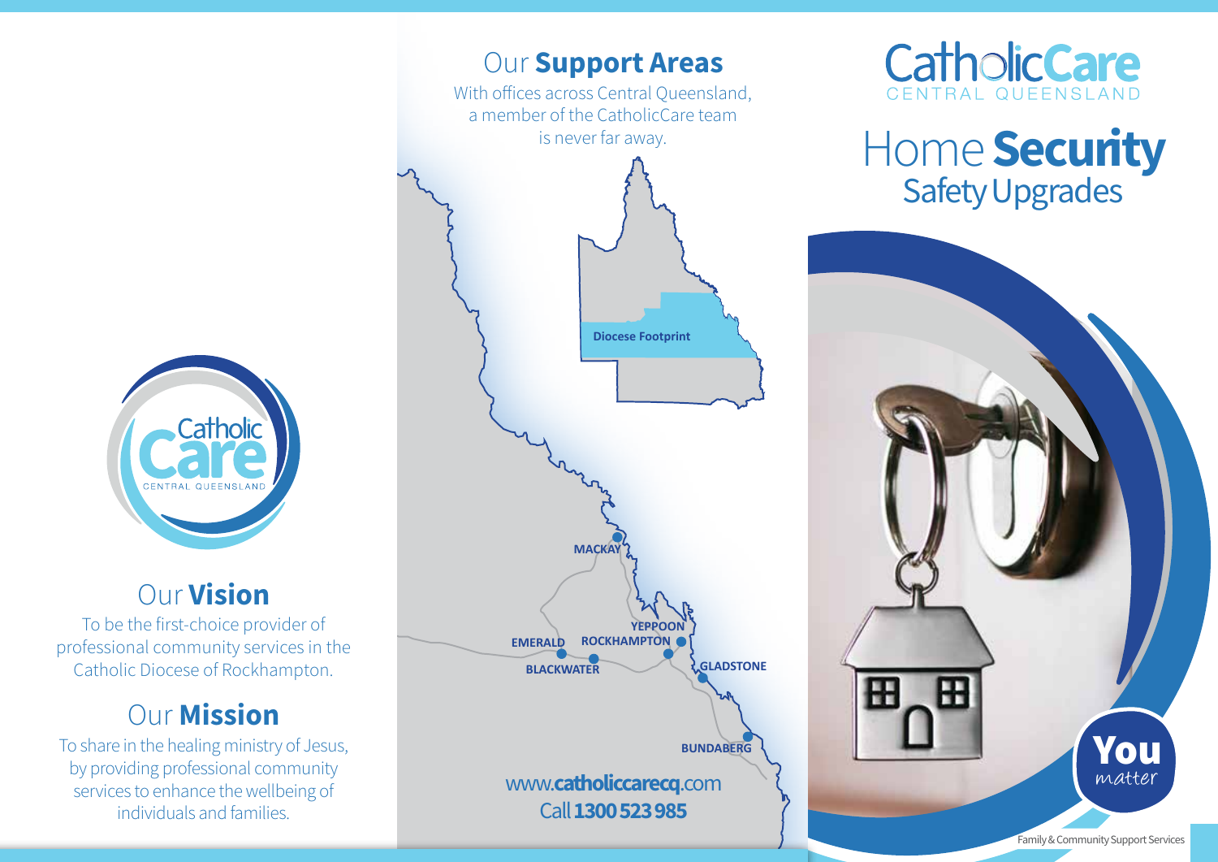Catholic Care
CENTRAL QUEENSLAND

## Our **Vision**

To be the first-choice provider of professional community services in the Catholic Diocese of Rockhampton.

## Our **Mission**

To share in the healing ministry of Jesus, by providing professional community services to enhance the wellbeing of individuals and families.

## Our **Support Areas**

With offices across Central Queensland, a member of the CatholicCare team is never far away.

Diocese Footprint

MACKAY
YEPPOON
EMERALD
ROCKHAMPTON
BLACKWATER
GLADSTONE
BUNDABERG

www.**catholiccarecq**.com
Call **1300 523 985**

CatholicCare
CENTRAL QUEENSLAND

# Home **Security**
## Safety Upgrades

**You** *matter*

Family & Community Support Services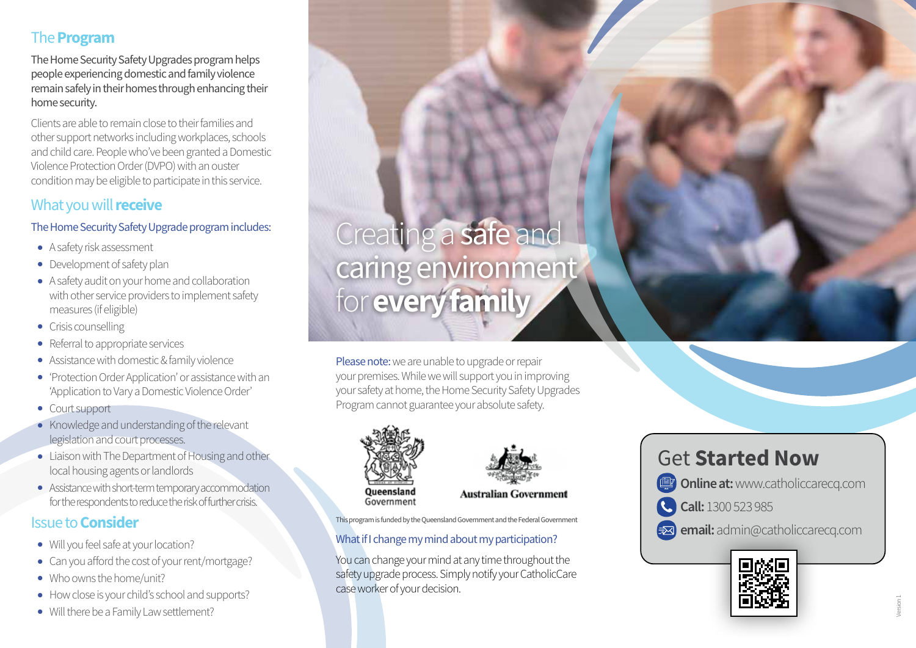## The **Program**

The Home Security Safety Upgrades program helps people experiencing domestic and family violence remain safely in their homes through enhancing their home security.

Clients are able to remain close to their families and other support networks including workplaces, schools and child care. People who've been granted a Domestic Violence Protection Order (DVPO) with an ouster condition may be eligible to participate in this service.

## What you will **receive**

### The Home Security Safety Upgrade program includes:

- A safety risk assessment
- Development of safety plan
- A safety audit on your home and collaboration with other service providers to implement safety measures (if eligible)
- Crisis counselling
- Referral to appropriate services
- Assistance with domestic & family violence
- 'Protection Order Application' or assistance with an 'Application to Vary a Domestic Violence Order'
- Court support
- Knowledge and understanding of the relevant legislation and court processes.
- Liaison with The Department of Housing and other local housing agents or landlords
- Assistance with short-term temporary accommodation for the respondents to reduce the risk of further crisis.

## Issue to **Consider**

- Will you feel safe at your location?
- Can you afford the cost of your rent/mortgage?
- Who owns the home/unit?
- How close is your child's school and supports?
- Will there be a Family Law settlement?

# Creating a **safe** and caring environment for **every family**

Please note: we are unable to upgrade or repair your premises. While we will support you in improving your safety at home, the Home Security Safety Upgrades Program cannot guarantee your absolute safety.

Queensland Government

Australian Government

This program is funded by the Queensland Government and the Federal Government

### What if I change my mind about my participation?

You can change your mind at any time throughout the safety upgrade process. Simply notify your CatholicCare case worker of your decision.

## Get **Started Now**

**Online at:** www.catholiccarecq.com

**Call:** 1300 523 985

**email:** admin@catholiccarecq.com

Version 1